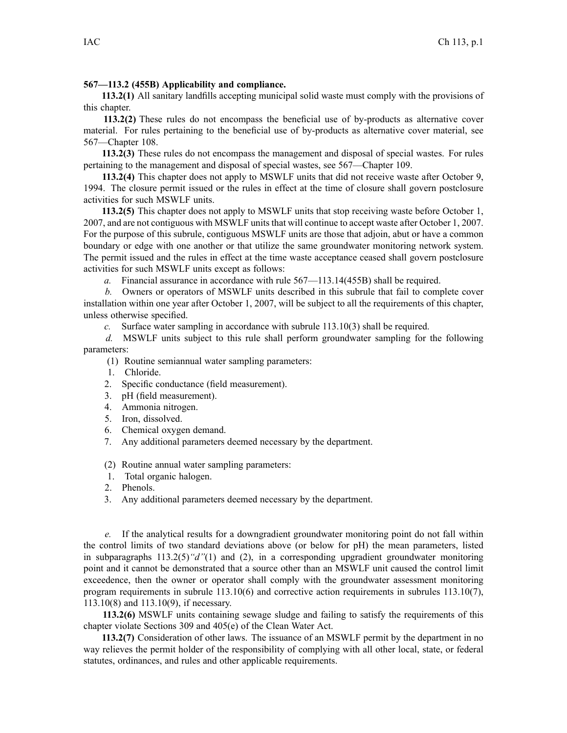**567—113.2 (455B) Applicability and compliance.**

**113.2(1)** All sanitary landfills accepting municipal solid waste must comply with the provisions of this chapter.

**113.2(2)** These rules do not encompass the beneficial use of by-products as alternative cover material. For rules pertaining to the beneficial use of by-products as alternative cover material, see 567—Chapter 108.

**113.2(3)** These rules do not encompass the management and disposal of special wastes. For rules pertaining to the management and disposal of special wastes, see 567—Chapter 109.

**113.2(4)** This chapter does not apply to MSWLF units that did not receive waste after October 9, 1994. The closure permit issued or the rules in effect at the time of closure shall govern postclosure activities for such MSWLF units.

**113.2(5)** This chapter does not apply to MSWLF units that stop receiving waste before October 1, 2007, and are not contiguous with MSWLF units that will continue to accept waste after October 1, 2007. For the purpose of this subrule, contiguous MSWLF units are those that adjoin, abut or have a common boundary or edge with one another or that utilize the same groundwater monitoring network system. The permit issued and the rules in effect at the time waste acceptance ceased shall govern postclosure activities for such MSWLF units except as follows:

*a.* Financial assurance in accordance with rule 567—113.14(455B) shall be required.

*b.* Owners or operators of MSWLF units described in this subrule that fail to complete cover installation within one year after October 1, 2007, will be subject to all the requirements of this chapter, unless otherwise specified.

*c.* Surface water sampling in accordance with subrule 113.10(3) shall be required.

*d.* MSWLF units subject to this rule shall perform groundwater sampling for the following parameters:

(1) Routine semiannual water sampling parameters:

1. Chloride.
2. Specific conductance (field measurement).
3. pH (field measurement).
4. Ammonia nitrogen.
5. Iron, dissolved.
6. Chemical oxygen demand.
7. Any additional parameters deemed necessary by the department.

(2) Routine annual water sampling parameters:

1. Total organic halogen.
2. Phenols.
3. Any additional parameters deemed necessary by the department.

*e.* If the analytical results for a downgradient groundwater monitoring point do not fall within the control limits of two standard deviations above (or below for pH) the mean parameters, listed in subparagraphs 113.2(5)*"d"*(1) and (2), in a corresponding upgradient groundwater monitoring point and it cannot be demonstrated that a source other than an MSWLF unit caused the control limit exceedence, then the owner or operator shall comply with the groundwater assessment monitoring program requirements in subrule 113.10(6) and corrective action requirements in subrules 113.10(7), 113.10(8) and 113.10(9), if necessary.

**113.2(6)** MSWLF units containing sewage sludge and failing to satisfy the requirements of this chapter violate Sections 309 and 405(e) of the Clean Water Act.

**113.2(7)** Consideration of other laws. The issuance of an MSWLF permit by the department in no way relieves the permit holder of the responsibility of complying with all other local, state, or federal statutes, ordinances, and rules and other applicable requirements.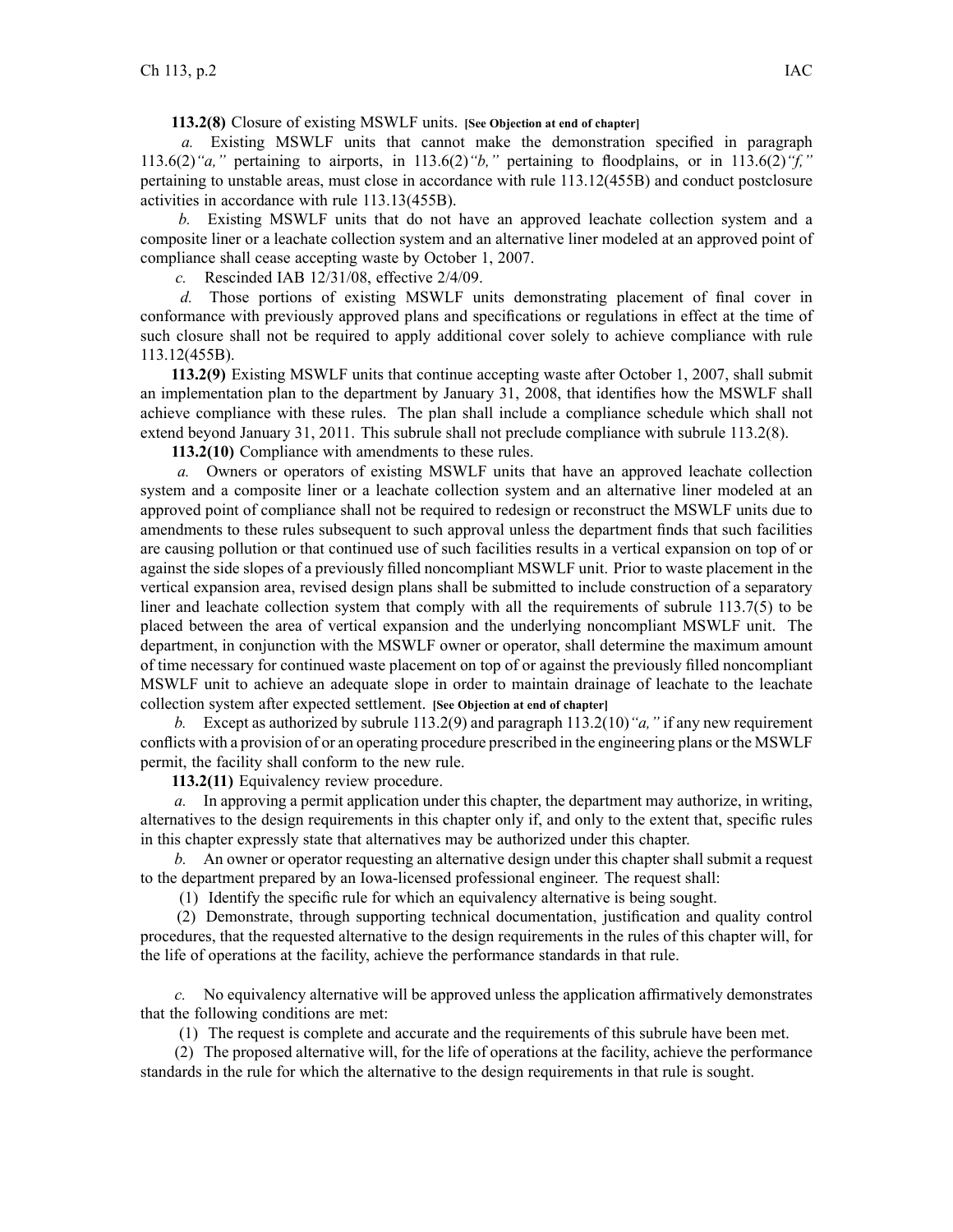**113.2(8)** Closure of existing MSWLF units. **[See Objection at end of chapter]**

*a.* Existing MSWLF units that cannot make the demonstration specified in paragraph 113.6(2)*"a,"* pertaining to airports, in 113.6(2)*"b,"* pertaining to floodplains, or in 113.6(2)*"f,"* pertaining to unstable areas, must close in accordance with rule 113.12(455B) and conduct postclosure activities in accordance with rule 113.13(455B).

*b.* Existing MSWLF units that do not have an approved leachate collection system and a composite liner or a leachate collection system and an alternative liner modeled at an approved point of compliance shall cease accepting waste by October 1, 2007.

*c.* Rescinded IAB 12/31/08, effective 2/4/09.

*d.* Those portions of existing MSWLF units demonstrating placement of final cover in conformance with previously approved plans and specifications or regulations in effect at the time of such closure shall not be required to apply additional cover solely to achieve compliance with rule 113.12(455B).

**113.2(9)** Existing MSWLF units that continue accepting waste after October 1, 2007, shall submit an implementation plan to the department by January 31, 2008, that identifies how the MSWLF shall achieve compliance with these rules. The plan shall include a compliance schedule which shall not extend beyond January 31, 2011. This subrule shall not preclude compliance with subrule 113.2(8).

**113.2(10)** Compliance with amendments to these rules.

*a.* Owners or operators of existing MSWLF units that have an approved leachate collection system and a composite liner or a leachate collection system and an alternative liner modeled at an approved point of compliance shall not be required to redesign or reconstruct the MSWLF units due to amendments to these rules subsequent to such approval unless the department finds that such facilities are causing pollution or that continued use of such facilities results in a vertical expansion on top of or against the side slopes of a previously filled noncompliant MSWLF unit. Prior to waste placement in the vertical expansion area, revised design plans shall be submitted to include construction of a separatory liner and leachate collection system that comply with all the requirements of subrule 113.7(5) to be placed between the area of vertical expansion and the underlying noncompliant MSWLF unit. The department, in conjunction with the MSWLF owner or operator, shall determine the maximum amount of time necessary for continued waste placement on top of or against the previously filled noncompliant MSWLF unit to achieve an adequate slope in order to maintain drainage of leachate to the leachate collection system after expected settlement. **[See Objection at end of chapter]**

*b.* Except as authorized by subrule 113.2(9) and paragraph 113.2(10)*"a,"* if any new requirement conflicts with a provision of or an operating procedure prescribed in the engineering plans or the MSWLF permit, the facility shall conform to the new rule.

**113.2(11)** Equivalency review procedure.

*a.* In approving a permit application under this chapter, the department may authorize, in writing, alternatives to the design requirements in this chapter only if, and only to the extent that, specific rules in this chapter expressly state that alternatives may be authorized under this chapter.

*b.* An owner or operator requesting an alternative design under this chapter shall submit a request to the department prepared by an Iowa-licensed professional engineer. The request shall:

(1) Identify the specific rule for which an equivalency alternative is being sought.

(2) Demonstrate, through supporting technical documentation, justification and quality control procedures, that the requested alternative to the design requirements in the rules of this chapter will, for the life of operations at the facility, achieve the performance standards in that rule.

*c.* No equivalency alternative will be approved unless the application affirmatively demonstrates that the following conditions are met:

(1) The request is complete and accurate and the requirements of this subrule have been met.

(2) The proposed alternative will, for the life of operations at the facility, achieve the performance standards in the rule for which the alternative to the design requirements in that rule is sought.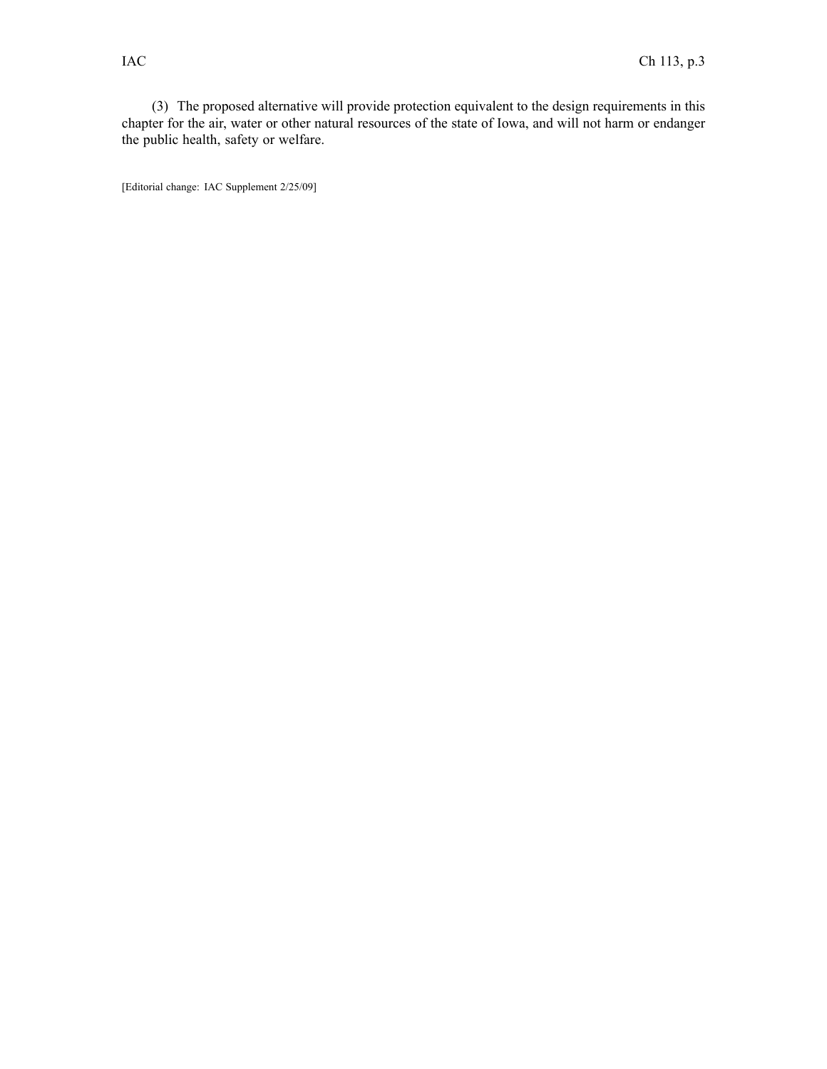(3) The proposed alternative will provide protection equivalent to the design requirements in this chapter for the air, water or other natural resources of the state of Iowa, and will not harm or endanger the public health, safety or welfare.

[Editorial change: IAC Supplement 2/25/09]